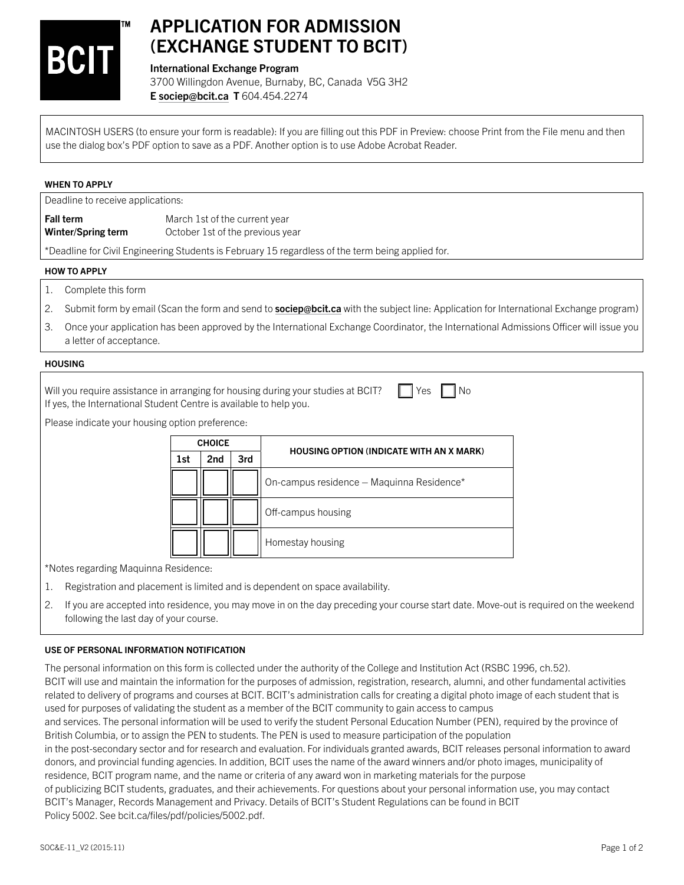**BCIT™**

# APPLICATION FOR ADMISSION (EXCHANGE STUDENT TO BCIT)

**International Exchange Program**
3700 Willingdon Avenue, Burnaby, BC, Canada V5G 3H2
**E** sociep@bcit.ca **T** 604.454.2274

MACINTOSH USERS (to ensure your form is readable): If you are filling out this PDF in Preview: choose Print from the File menu and then use the dialog box's PDF option to save as a PDF. Another option is to use Adobe Acrobat Reader.

## WHEN TO APPLY

Deadline to receive applications:

| | |
|---|---|
| **Fall term** | March 1st of the current year |
| **Winter/Spring term** | October 1st of the previous year |

*Deadline for Civil Engineering Students is February 15 regardless of the term being applied for.

## HOW TO APPLY

1. Complete this form
2. Submit form by email (Scan the form and send to **sociep@bcit.ca** with the subject line: Application for International Exchange program)
3. Once your application has been approved by the International Exchange Coordinator, the International Admissions Officer will issue you a letter of acceptance.

## HOUSING

Will you require assistance in arranging for housing during your studies at BCIT? ☐ Yes ☐ No
If yes, the International Student Centre is available to help you.

Please indicate your housing option preference:

| CHOICE | | | HOUSING OPTION (INDICATE WITH AN X MARK) |
|---|---|---|---|
| 1st | 2nd | 3rd | |
| ☐ | ☐ | ☐ | On-campus residence – Maquinna Residence* |
| ☐ | ☐ | ☐ | Off-campus housing |
| ☐ | ☐ | ☐ | Homestay housing |

*Notes regarding Maquinna Residence:

1. Registration and placement is limited and is dependent on space availability.
2. If you are accepted into residence, you may move in on the day preceding your course start date. Move-out is required on the weekend following the last day of your course.

## USE OF PERSONAL INFORMATION NOTIFICATION

The personal information on this form is collected under the authority of the College and Institution Act (RSBC 1996, ch.52). BCIT will use and maintain the information for the purposes of admission, registration, research, alumni, and other fundamental activities related to delivery of programs and courses at BCIT. BCIT's administration calls for creating a digital photo image of each student that is used for purposes of validating the student as a member of the BCIT community to gain access to campus and services. The personal information will be used to verify the student Personal Education Number (PEN), required by the province of British Columbia, or to assign the PEN to students. The PEN is used to measure participation of the population in the post-secondary sector and for research and evaluation. For individuals granted awards, BCIT releases personal information to award donors, and provincial funding agencies. In addition, BCIT uses the name of the award winners and/or photo images, municipality of residence, BCIT program name, and the name or criteria of any award won in marketing materials for the purpose of publicizing BCIT students, graduates, and their achievements. For questions about your personal information use, you may contact BCIT's Manager, Records Management and Privacy. Details of BCIT's Student Regulations can be found in BCIT Policy 5002. See bcit.ca/files/pdf/policies/5002.pdf.

SOC&E-11_V2 (2015:11)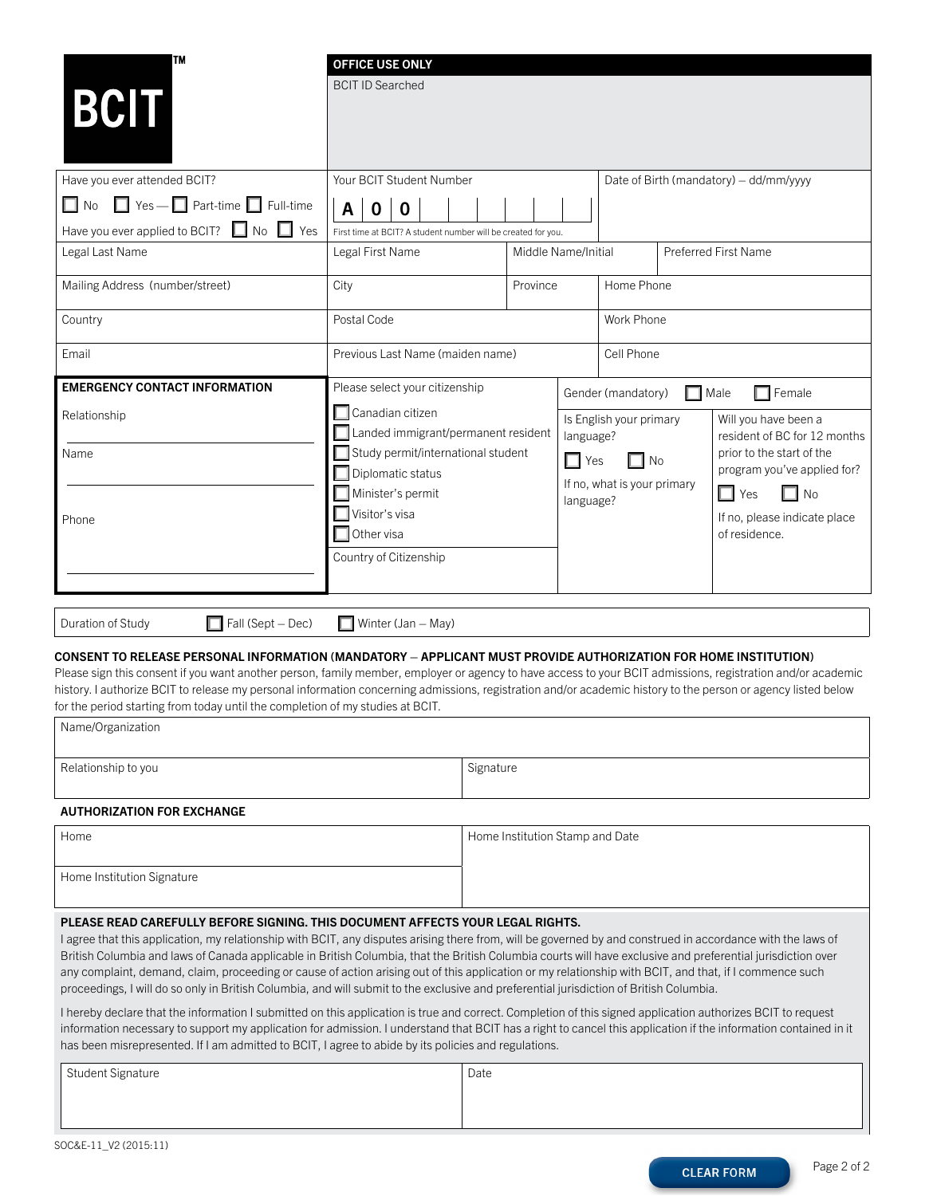BCIT™

**OFFICE USE ONLY**

BCIT ID Searched

| | | |
|---|---|---|
| Have you ever attended BCIT? ☐ No ☐ Yes — ☐ Part-time ☐ Full-time<br>Have you ever applied to BCIT? ☐ No ☐ Yes | Your BCIT Student Number<br>A 0 0<br>First time at BCIT? A student number will be created for you. | Date of Birth (mandatory) – dd/mm/yyyy |

| | | | |
|---|---|---|---|
| Legal Last Name | Legal First Name | Middle Name/Initial | Preferred First Name |
| Mailing Address (number/street) | City | Province | Home Phone |
| Country | Postal Code | | Work Phone |
| Email | Previous Last Name (maiden name) | | Cell Phone |

**EMERGENCY CONTACT INFORMATION**

Relationship

Name

Phone

Please select your citizenship

- ☐ Canadian citizen
- ☐ Landed immigrant/permanent resident
- ☐ Study permit/international student
- ☐ Diplomatic status
- ☐ Minister's permit
- ☐ Visitor's visa
- ☐ Other visa

Country of Citizenship

Gender (mandatory) ☐ Male ☐ Female

Is English your primary language? ☐ Yes ☐ No

If no, what is your primary language?

Will you have been a resident of BC for 12 months prior to the start of the program you've applied for? ☐ Yes ☐ No

If no, please indicate place of residence.

Duration of Study ☐ Fall (Sept – Dec) ☐ Winter (Jan – May)

**CONSENT TO RELEASE PERSONAL INFORMATION (MANDATORY – APPLICANT MUST PROVIDE AUTHORIZATION FOR HOME INSTITUTION)**

Please sign this consent if you want another person, family member, employer or agency to have access to your BCIT admissions, registration and/or academic history. I authorize BCIT to release my personal information concerning admissions, registration and/or academic history to the person or agency listed below for the period starting from today until the completion of my studies at BCIT.

| | |
|---|---|
| Name/Organization | |
| Relationship to you | Signature |

**AUTHORIZATION FOR EXCHANGE**

| | |
|---|---|
| Home | Home Institution Stamp and Date |
| Home Institution Signature | |

**PLEASE READ CAREFULLY BEFORE SIGNING. THIS DOCUMENT AFFECTS YOUR LEGAL RIGHTS.**

I agree that this application, my relationship with BCIT, any disputes arising there from, will be governed by and construed in accordance with the laws of British Columbia and laws of Canada applicable in British Columbia, that the British Columbia courts will have exclusive and preferential jurisdiction over any complaint, demand, claim, proceeding or cause of action arising out of this application or my relationship with BCIT, and that, if I commence such proceedings, I will do so only in British Columbia, and will submit to the exclusive and preferential jurisdiction of British Columbia.

I hereby declare that the information I submitted on this application is true and correct. Completion of this signed application authorizes BCIT to request information necessary to support my application for admission. I understand that BCIT has a right to cancel this application if the information contained in it has been misrepresented. If I am admitted to BCIT, I agree to abide by its policies and regulations.

| | |
|---|---|
| Student Signature | Date |

SOC&E-11_V2 (2015:11)

CLEAR FORM